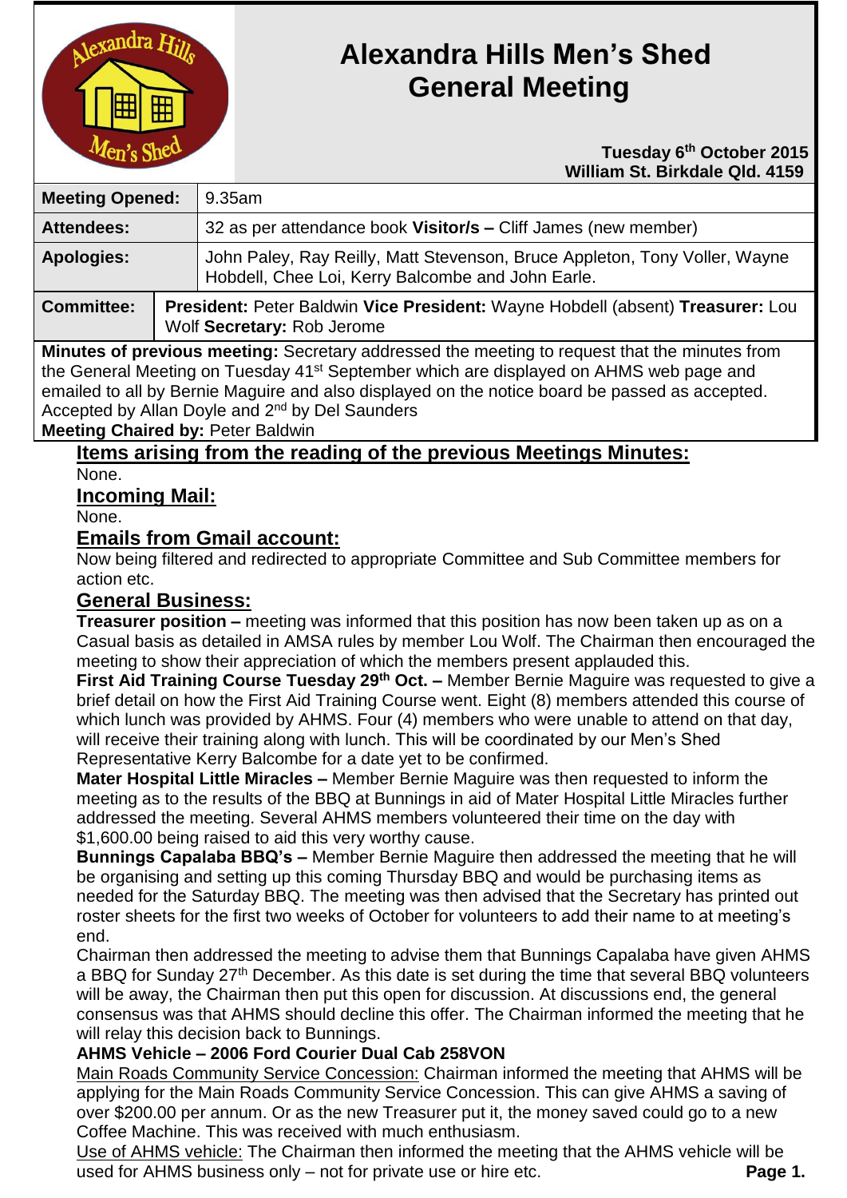# Alexandra Hills Men's Shed General Meeting

**Tuesday 6th October 2015**
**William St. Birkdale Qld. 4159**

| | |
|---|---|
| **Meeting Opened:** | 9.35am |
| **Attendees:** | 32 as per attendance book **Visitor/s –** Cliff James (new member) |
| **Apologies:** | John Paley, Ray Reilly, Matt Stevenson, Bruce Appleton, Tony Voller, Wayne Hobdell, Chee Loi, Kerry Balcombe and John Earle. |
| **Committee:** | **President:** Peter Baldwin **Vice President:** Wayne Hobdell (absent) **Treasurer:** Lou Wolf **Secretary:** Rob Jerome |

**Minutes of previous meeting:** Secretary addressed the meeting to request that the minutes from the General Meeting on Tuesday 41st September which are displayed on AHMS web page and emailed to all by Bernie Maguire and also displayed on the notice board be passed as accepted. Accepted by Allan Doyle and 2nd by Del Saunders

**Meeting Chaired by:** Peter Baldwin

## Items arising from the reading of the previous Meetings Minutes:

None.

## Incoming Mail:

None.

## Emails from Gmail account:

Now being filtered and redirected to appropriate Committee and Sub Committee members for action etc.

## General Business:

**Treasurer position –** meeting was informed that this position has now been taken up as on a Casual basis as detailed in AMSA rules by member Lou Wolf. The Chairman then encouraged the meeting to show their appreciation of which the members present applauded this.

**First Aid Training Course Tuesday 29th Oct. –** Member Bernie Maguire was requested to give a brief detail on how the First Aid Training Course went. Eight (8) members attended this course of which lunch was provided by AHMS. Four (4) members who were unable to attend on that day, will receive their training along with lunch. This will be coordinated by our Men's Shed Representative Kerry Balcombe for a date yet to be confirmed.

**Mater Hospital Little Miracles –** Member Bernie Maguire was then requested to inform the meeting as to the results of the BBQ at Bunnings in aid of Mater Hospital Little Miracles further addressed the meeting. Several AHMS members volunteered their time on the day with $1,600.00 being raised to aid this very worthy cause.

**Bunnings Capalaba BBQ's –** Member Bernie Maguire then addressed the meeting that he will be organising and setting up this coming Thursday BBQ and would be purchasing items as needed for the Saturday BBQ. The meeting was then advised that the Secretary has printed out roster sheets for the first two weeks of October for volunteers to add their name to at meeting's end.

Chairman then addressed the meeting to advise them that Bunnings Capalaba have given AHMS a BBQ for Sunday 27th December. As this date is set during the time that several BBQ volunteers will be away, the Chairman then put this open for discussion. At discussions end, the general consensus was that AHMS should decline this offer. The Chairman informed the meeting that he will relay this decision back to Bunnings.

**AHMS Vehicle – 2006 Ford Courier Dual Cab 258VON**

Main Roads Community Service Concession: Chairman informed the meeting that AHMS will be applying for the Main Roads Community Service Concession. This can give AHMS a saving of over $200.00 per annum. Or as the new Treasurer put it, the money saved could go to a new Coffee Machine. This was received with much enthusiasm.

Use of AHMS vehicle: The Chairman then informed the meeting that the AHMS vehicle will be used for AHMS business only – not for private use or hire etc.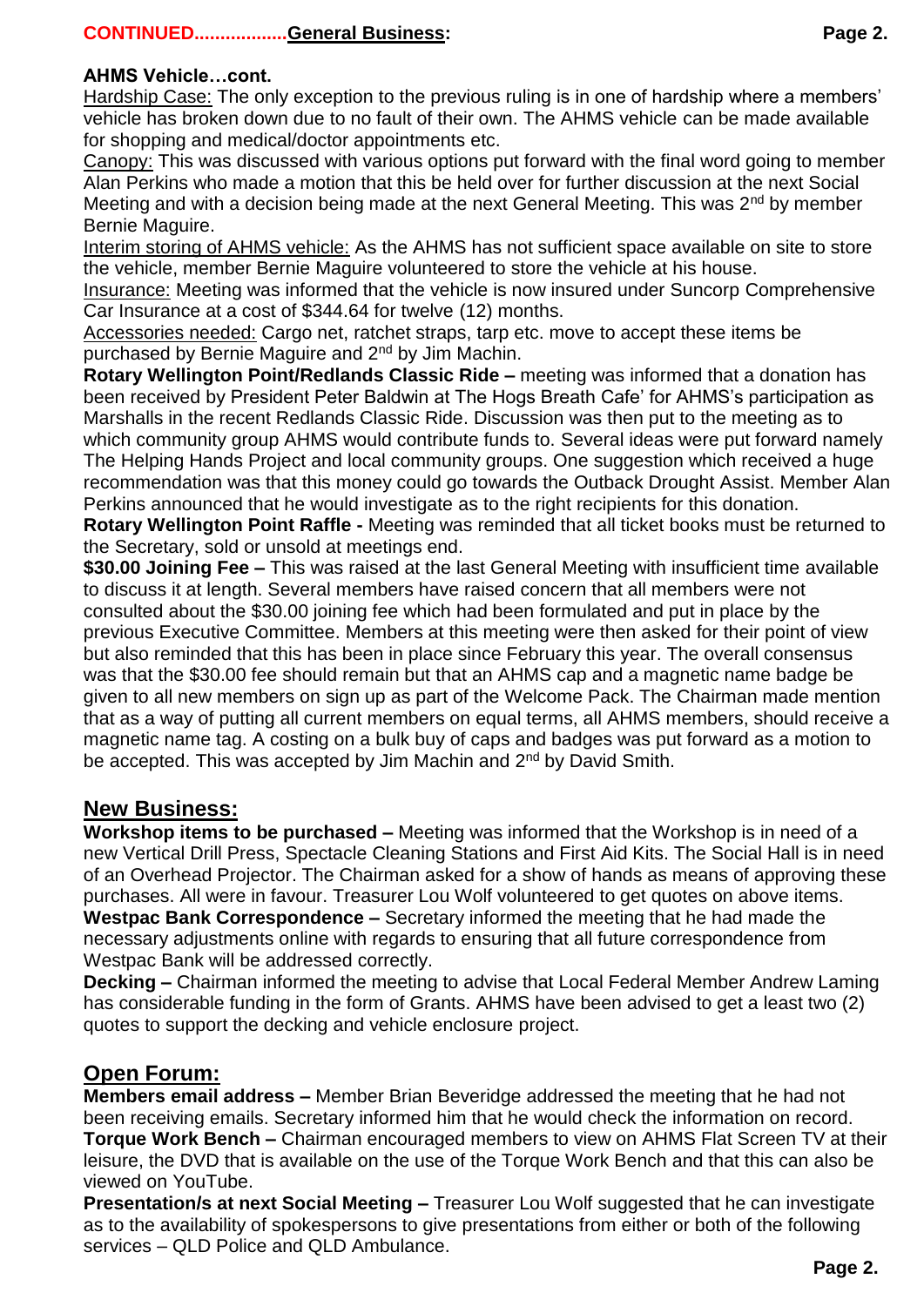**CONTINUED..................General Business:**

**AHMS Vehicle…cont.**

Hardship Case: The only exception to the previous ruling is in one of hardship where a members' vehicle has broken down due to no fault of their own. The AHMS vehicle can be made available for shopping and medical/doctor appointments etc.

Canopy: This was discussed with various options put forward with the final word going to member Alan Perkins who made a motion that this be held over for further discussion at the next Social Meeting and with a decision being made at the next General Meeting. This was 2nd by member Bernie Maguire.

Interim storing of AHMS vehicle: As the AHMS has not sufficient space available on site to store the vehicle, member Bernie Maguire volunteered to store the vehicle at his house.

Insurance: Meeting was informed that the vehicle is now insured under Suncorp Comprehensive Car Insurance at a cost of $344.64 for twelve (12) months.

Accessories needed: Cargo net, ratchet straps, tarp etc. move to accept these items be purchased by Bernie Maguire and 2nd by Jim Machin.

**Rotary Wellington Point/Redlands Classic Ride –** meeting was informed that a donation has been received by President Peter Baldwin at The Hogs Breath Cafe' for AHMS's participation as Marshalls in the recent Redlands Classic Ride. Discussion was then put to the meeting as to which community group AHMS would contribute funds to. Several ideas were put forward namely The Helping Hands Project and local community groups. One suggestion which received a huge recommendation was that this money could go towards the Outback Drought Assist. Member Alan Perkins announced that he would investigate as to the right recipients for this donation.

**Rotary Wellington Point Raffle -** Meeting was reminded that all ticket books must be returned to the Secretary, sold or unsold at meetings end.

**$30.00 Joining Fee –** This was raised at the last General Meeting with insufficient time available to discuss it at length. Several members have raised concern that all members were not consulted about the $30.00 joining fee which had been formulated and put in place by the previous Executive Committee. Members at this meeting were then asked for their point of view but also reminded that this has been in place since February this year. The overall consensus was that the $30.00 fee should remain but that an AHMS cap and a magnetic name badge be given to all new members on sign up as part of the Welcome Pack. The Chairman made mention that as a way of putting all current members on equal terms, all AHMS members, should receive a magnetic name tag. A costing on a bulk buy of caps and badges was put forward as a motion to be accepted. This was accepted by Jim Machin and 2nd by David Smith.

## New Business:

**Workshop items to be purchased –** Meeting was informed that the Workshop is in need of a new Vertical Drill Press, Spectacle Cleaning Stations and First Aid Kits. The Social Hall is in need of an Overhead Projector. The Chairman asked for a show of hands as means of approving these purchases. All were in favour. Treasurer Lou Wolf volunteered to get quotes on above items.

**Westpac Bank Correspondence –** Secretary informed the meeting that he had made the necessary adjustments online with regards to ensuring that all future correspondence from Westpac Bank will be addressed correctly.

**Decking –** Chairman informed the meeting to advise that Local Federal Member Andrew Laming has considerable funding in the form of Grants. AHMS have been advised to get a least two (2) quotes to support the decking and vehicle enclosure project.

## Open Forum:

**Members email address –** Member Brian Beveridge addressed the meeting that he had not been receiving emails. Secretary informed him that he would check the information on record.

**Torque Work Bench –** Chairman encouraged members to view on AHMS Flat Screen TV at their leisure, the DVD that is available on the use of the Torque Work Bench and that this can also be viewed on YouTube.

**Presentation/s at next Social Meeting –** Treasurer Lou Wolf suggested that he can investigate as to the availability of spokespersons to give presentations from either or both of the following services – QLD Police and QLD Ambulance.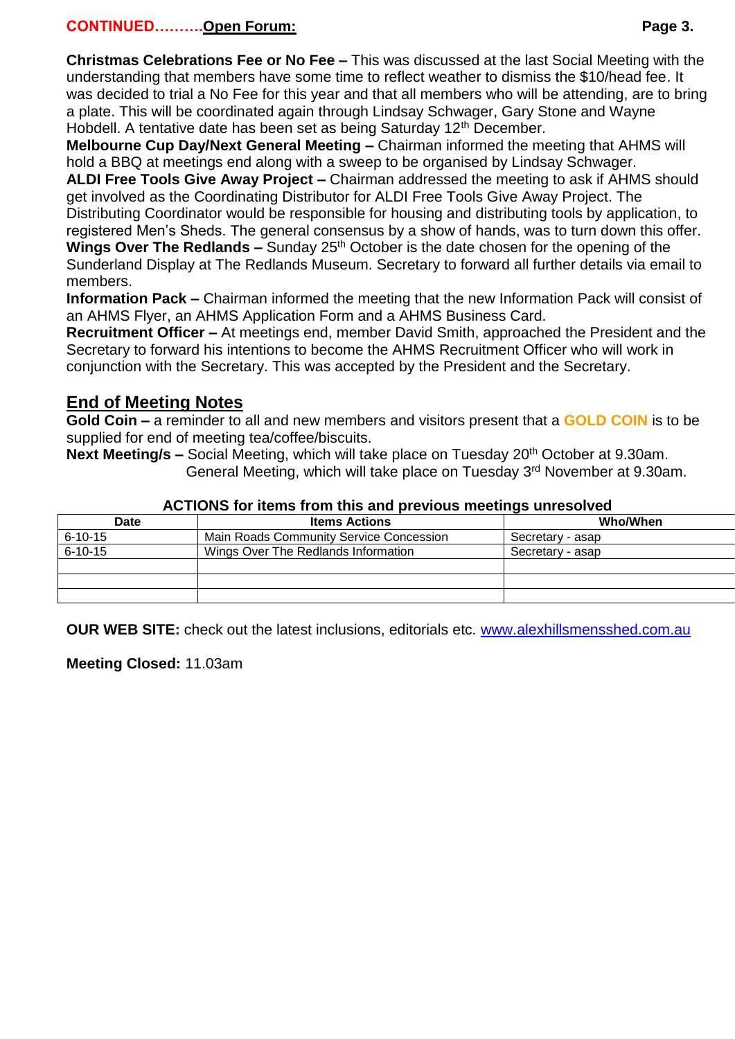**CONTINUED……….Open Forum:**

**Christmas Celebrations Fee or No Fee –** This was discussed at the last Social Meeting with the understanding that members have some time to reflect weather to dismiss the $10/head fee. It was decided to trial a No Fee for this year and that all members who will be attending, are to bring a plate. This will be coordinated again through Lindsay Schwager, Gary Stone and Wayne Hobdell. A tentative date has been set as being Saturday 12th December.

**Melbourne Cup Day/Next General Meeting –** Chairman informed the meeting that AHMS will hold a BBQ at meetings end along with a sweep to be organised by Lindsay Schwager.

**ALDI Free Tools Give Away Project –** Chairman addressed the meeting to ask if AHMS should get involved as the Coordinating Distributor for ALDI Free Tools Give Away Project. The Distributing Coordinator would be responsible for housing and distributing tools by application, to registered Men's Sheds. The general consensus by a show of hands, was to turn down this offer.

**Wings Over The Redlands –** Sunday 25th October is the date chosen for the opening of the Sunderland Display at The Redlands Museum. Secretary to forward all further details via email to members.

**Information Pack –** Chairman informed the meeting that the new Information Pack will consist of an AHMS Flyer, an AHMS Application Form and a AHMS Business Card.

**Recruitment Officer –** At meetings end, member David Smith, approached the President and the Secretary to forward his intentions to become the AHMS Recruitment Officer who will work in conjunction with the Secretary. This was accepted by the President and the Secretary.

## End of Meeting Notes

**Gold Coin –** a reminder to all and new members and visitors present that a **GOLD COIN** is to be supplied for end of meeting tea/coffee/biscuits.

**Next Meeting/s –** Social Meeting, which will take place on Tuesday 20th October at 9.30am.
General Meeting, which will take place on Tuesday 3rd November at 9.30am.

**ACTIONS for items from this and previous meetings unresolved**

| Date | Items Actions | Who/When |
|---|---|---|
| 6-10-15 | Main Roads Community Service Concession | Secretary - asap |
| 6-10-15 | Wings Over The Redlands Information | Secretary - asap |
| | | |
| | | |
| | | |

**OUR WEB SITE:** check out the latest inclusions, editorials etc. www.alexhillsmensshed.com.au

**Meeting Closed:** 11.03am